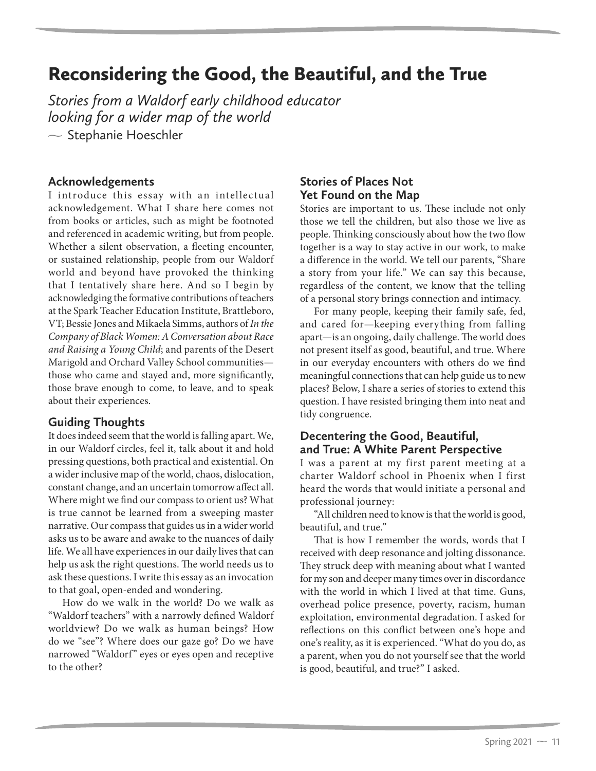# Reconsidering the Good, the Beautiful, and the True

*Stories from a Waldorf early childhood educator looking for a wider map of the world*

~ Stephanie Hoeschler

## Acknowledgements

I introduce this essay with an intellectual acknowledgement. What I share here comes not from books or articles, such as might be footnoted and referenced in academic writing, but from people. Whether a silent observation, a fleeting encounter, or sustained relationship, people from our Waldorf world and beyond have provoked the thinking that I tentatively share here. And so I begin by acknowledging the formative contributions of teachers at the Spark Teacher Education Institute, Brattleboro, VT; Bessie Jones and Mikaela Simms, authors of *In the Company of Black Women: A Conversation about Race and Raising a Young Child*; and parents of the Desert Marigold and Orchard Valley School communities—those who came and stayed and, more significantly, those brave enough to come, to leave, and to speak about their experiences.

## Guiding Thoughts

It does indeed seem that the world is falling apart. We, in our Waldorf circles, feel it, talk about it and hold pressing questions, both practical and existential. On a wider inclusive map of the world, chaos, dislocation, constant change, and an uncertain tomorrow affect all. Where might we find our compass to orient us? What is true cannot be learned from a sweeping master narrative. Our compass that guides us in a wider world asks us to be aware and awake to the nuances of daily life. We all have experiences in our daily lives that can help us ask the right questions. The world needs us to ask these questions. I write this essay as an invocation to that goal, open-ended and wondering.

How do we walk in the world? Do we walk as "Waldorf teachers" with a narrowly defined Waldorf worldview? Do we walk as human beings? How do we "see"? Where does our gaze go? Do we have narrowed "Waldorf" eyes or eyes open and receptive to the other?

## Stories of Places Not Yet Found on the Map

Stories are important to us. These include not only those we tell the children, but also those we live as people. Thinking consciously about how the two flow together is a way to stay active in our work, to make a difference in the world. We tell our parents, "Share a story from your life." We can say this because, regardless of the content, we know that the telling of a personal story brings connection and intimacy.

For many people, keeping their family safe, fed, and cared for—keeping everything from falling apart—is an ongoing, daily challenge. The world does not present itself as good, beautiful, and true. Where in our everyday encounters with others do we find meaningful connections that can help guide us to new places? Below, I share a series of stories to extend this question. I have resisted bringing them into neat and tidy congruence.

## Decentering the Good, Beautiful, and True: A White Parent Perspective

I was a parent at my first parent meeting at a charter Waldorf school in Phoenix when I first heard the words that would initiate a personal and professional journey:

"All children need to know is that the world is good, beautiful, and true."

That is how I remember the words, words that I received with deep resonance and jolting dissonance. They struck deep with meaning about what I wanted for my son and deeper many times over in discordance with the world in which I lived at that time. Guns, overhead police presence, poverty, racism, human exploitation, environmental degradation. I asked for reflections on this conflict between one's hope and one's reality, as it is experienced. "What do you do, as a parent, when you do not yourself see that the world is good, beautiful, and true?" I asked.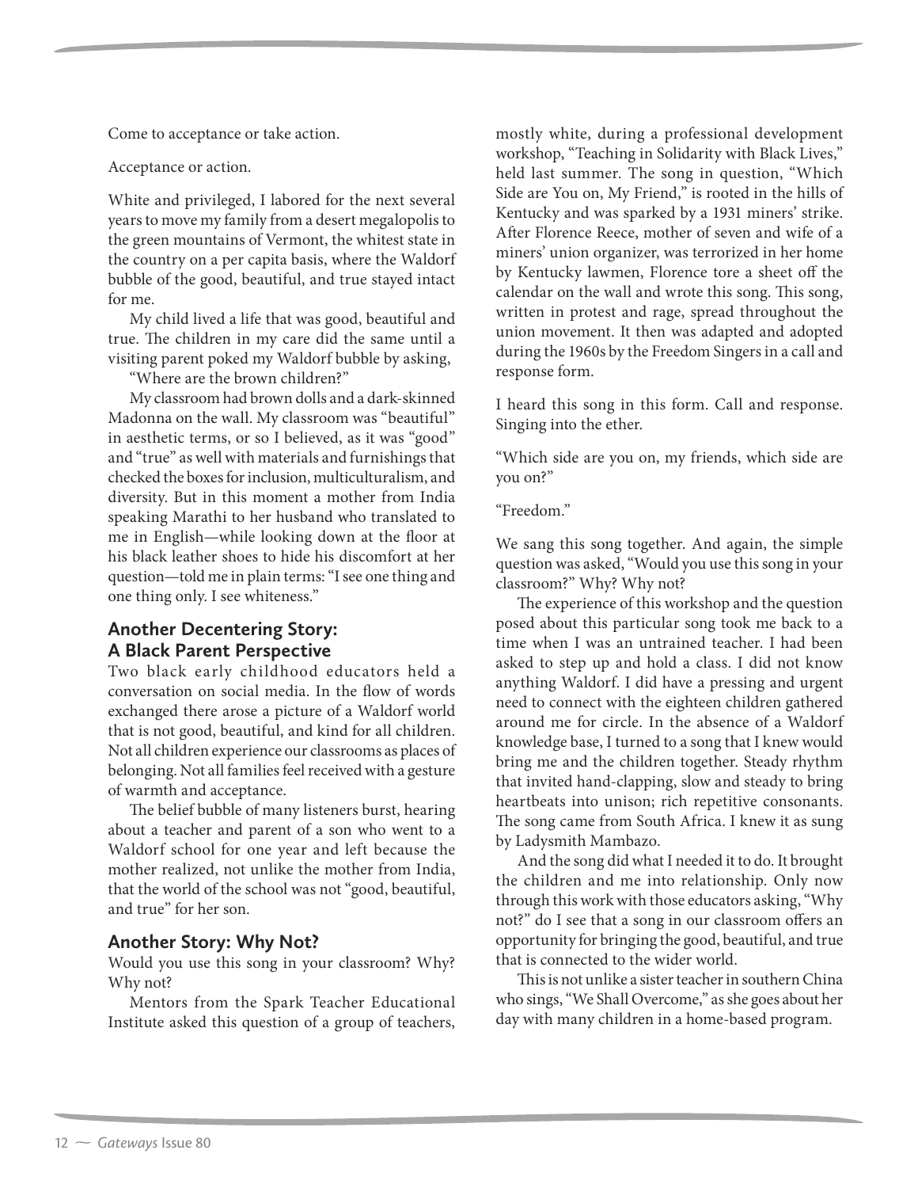Come to acceptance or take action.

Acceptance or action.

White and privileged, I labored for the next several years to move my family from a desert megalopolis to the green mountains of Vermont, the whitest state in the country on a per capita basis, where the Waldorf bubble of the good, beautiful, and true stayed intact for me.

My child lived a life that was good, beautiful and true. The children in my care did the same until a visiting parent poked my Waldorf bubble by asking,

"Where are the brown children?"

My classroom had brown dolls and a dark-skinned Madonna on the wall. My classroom was "beautiful" in aesthetic terms, or so I believed, as it was "good" and "true" as well with materials and furnishings that checked the boxes for inclusion, multiculturalism, and diversity. But in this moment a mother from India speaking Marathi to her husband who translated to me in English—while looking down at the floor at his black leather shoes to hide his discomfort at her question—told me in plain terms: "I see one thing and one thing only. I see whiteness."

## Another Decentering Story: A Black Parent Perspective

Two black early childhood educators held a conversation on social media. In the flow of words exchanged there arose a picture of a Waldorf world that is not good, beautiful, and kind for all children. Not all children experience our classrooms as places of belonging. Not all families feel received with a gesture of warmth and acceptance.

The belief bubble of many listeners burst, hearing about a teacher and parent of a son who went to a Waldorf school for one year and left because the mother realized, not unlike the mother from India, that the world of the school was not "good, beautiful, and true" for her son.

## Another Story: Why Not?

Would you use this song in your classroom? Why? Why not?

Mentors from the Spark Teacher Educational Institute asked this question of a group of teachers, mostly white, during a professional development workshop, "Teaching in Solidarity with Black Lives," held last summer. The song in question, "Which Side are You on, My Friend," is rooted in the hills of Kentucky and was sparked by a 1931 miners' strike. After Florence Reece, mother of seven and wife of a miners' union organizer, was terrorized in her home by Kentucky lawmen, Florence tore a sheet off the calendar on the wall and wrote this song. This song, written in protest and rage, spread throughout the union movement. It then was adapted and adopted during the 1960s by the Freedom Singers in a call and response form.

I heard this song in this form. Call and response. Singing into the ether.

"Which side are you on, my friends, which side are you on?"

"Freedom."

We sang this song together. And again, the simple question was asked, "Would you use this song in your classroom?" Why? Why not?

The experience of this workshop and the question posed about this particular song took me back to a time when I was an untrained teacher. I had been asked to step up and hold a class. I did not know anything Waldorf. I did have a pressing and urgent need to connect with the eighteen children gathered around me for circle. In the absence of a Waldorf knowledge base, I turned to a song that I knew would bring me and the children together. Steady rhythm that invited hand-clapping, slow and steady to bring heartbeats into unison; rich repetitive consonants. The song came from South Africa. I knew it as sung by Ladysmith Mambazo.

And the song did what I needed it to do. It brought the children and me into relationship. Only now through this work with those educators asking, "Why not?" do I see that a song in our classroom offers an opportunity for bringing the good, beautiful, and true that is connected to the wider world.

This is not unlike a sister teacher in southern China who sings, "We Shall Overcome," as she goes about her day with many children in a home-based program.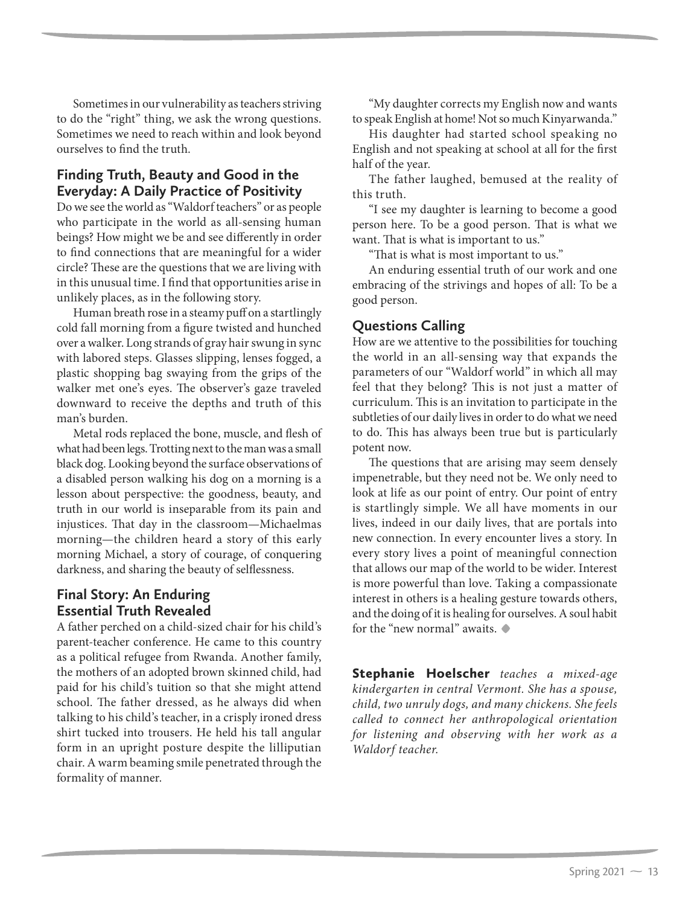Sometimes in our vulnerability as teachers striving to do the "right" thing, we ask the wrong questions. Sometimes we need to reach within and look beyond ourselves to find the truth.

## Finding Truth, Beauty and Good in the Everyday: A Daily Practice of Positivity

Do we see the world as "Waldorf teachers" or as people who participate in the world as all-sensing human beings? How might we be and see differently in order to find connections that are meaningful for a wider circle? These are the questions that we are living with in this unusual time. I find that opportunities arise in unlikely places, as in the following story.

Human breath rose in a steamy puff on a startlingly cold fall morning from a figure twisted and hunched over a walker. Long strands of gray hair swung in sync with labored steps. Glasses slipping, lenses fogged, a plastic shopping bag swaying from the grips of the walker met one's eyes. The observer's gaze traveled downward to receive the depths and truth of this man's burden.

Metal rods replaced the bone, muscle, and flesh of what had been legs. Trotting next to the man was a small black dog. Looking beyond the surface observations of a disabled person walking his dog on a morning is a lesson about perspective: the goodness, beauty, and truth in our world is inseparable from its pain and injustices. That day in the classroom—Michaelmas morning—the children heard a story of this early morning Michael, a story of courage, of conquering darkness, and sharing the beauty of selflessness.

## Final Story: An Enduring Essential Truth Revealed

A father perched on a child-sized chair for his child's parent-teacher conference. He came to this country as a political refugee from Rwanda. Another family, the mothers of an adopted brown skinned child, had paid for his child's tuition so that she might attend school. The father dressed, as he always did when talking to his child's teacher, in a crisply ironed dress shirt tucked into trousers. He held his tall angular form in an upright posture despite the lilliputian chair. A warm beaming smile penetrated through the formality of manner.

"My daughter corrects my English now and wants to speak English at home! Not so much Kinyarwanda."

His daughter had started school speaking no English and not speaking at school at all for the first half of the year.

The father laughed, bemused at the reality of this truth.

"I see my daughter is learning to become a good person here. To be a good person. That is what we want. That is what is important to us."

"That is what is most important to us."

An enduring essential truth of our work and one embracing of the strivings and hopes of all: To be a good person.

## Questions Calling

How are we attentive to the possibilities for touching the world in an all-sensing way that expands the parameters of our "Waldorf world" in which all may feel that they belong? This is not just a matter of curriculum. This is an invitation to participate in the subtleties of our daily lives in order to do what we need to do. This has always been true but is particularly potent now.

The questions that are arising may seem densely impenetrable, but they need not be. We only need to look at life as our point of entry. Our point of entry is startlingly simple. We all have moments in our lives, indeed in our daily lives, that are portals into new connection. In every encounter lives a story. In every story lives a point of meaningful connection that allows our map of the world to be wider. Interest is more powerful than love. Taking a compassionate interest in others is a healing gesture towards others, and the doing of it is healing for ourselves. A soul habit for the "new normal" awaits. ◆

**Stephanie Hoelscher** *teaches a mixed-age kindergarten in central Vermont. She has a spouse, child, two unruly dogs, and many chickens. She feels called to connect her anthropological orientation for listening and observing with her work as a Waldorf teacher.*